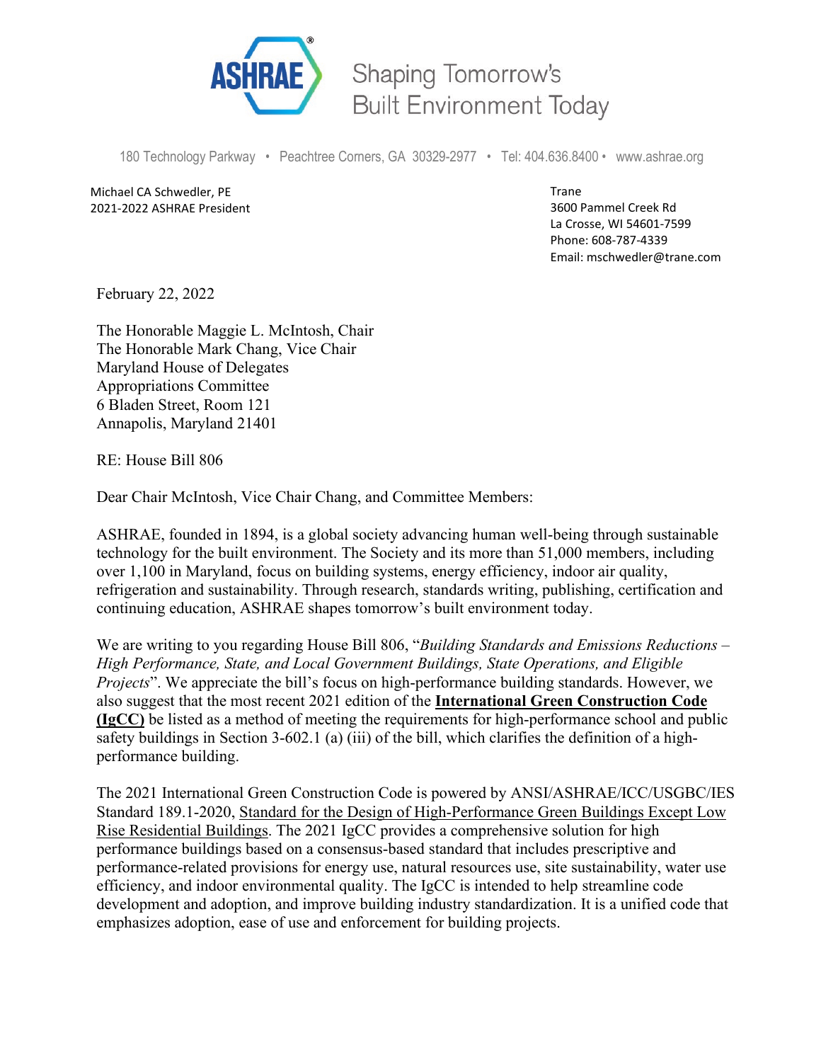ASHRAE Shaping Tomorrow's Built Environment Today

180 Technology Parkway • Peachtree Corners, GA 30329-2977 • Tel: 404.636.8400 • www.ashrae.org

Michael CA Schwedler, PE
2021-2022 ASHRAE President

Trane
3600 Pammel Creek Rd
La Crosse, WI 54601-7599
Phone: 608-787-4339
Email: mschwedler@trane.com

February 22, 2022

The Honorable Maggie L. McIntosh, Chair
The Honorable Mark Chang, Vice Chair
Maryland House of Delegates
Appropriations Committee
6 Bladen Street, Room 121
Annapolis, Maryland 21401

RE: House Bill 806

Dear Chair McIntosh, Vice Chair Chang, and Committee Members:

ASHRAE, founded in 1894, is a global society advancing human well-being through sustainable technology for the built environment. The Society and its more than 51,000 members, including over 1,100 in Maryland, focus on building systems, energy efficiency, indoor air quality, refrigeration and sustainability. Through research, standards writing, publishing, certification and continuing education, ASHRAE shapes tomorrow's built environment today.

We are writing to you regarding House Bill 806, "*Building Standards and Emissions Reductions – High Performance, State, and Local Government Buildings, State Operations, and Eligible Projects*". We appreciate the bill's focus on high-performance building standards. However, we also suggest that the most recent 2021 edition of the **International Green Construction Code (IgCC)** be listed as a method of meeting the requirements for high-performance school and public safety buildings in Section 3-602.1 (a) (iii) of the bill, which clarifies the definition of a high-performance building.

The 2021 International Green Construction Code is powered by ANSI/ASHRAE/ICC/USGBC/IES Standard 189.1-2020, Standard for the Design of High-Performance Green Buildings Except Low Rise Residential Buildings. The 2021 IgCC provides a comprehensive solution for high performance buildings based on a consensus-based standard that includes prescriptive and performance-related provisions for energy use, natural resources use, site sustainability, water use efficiency, and indoor environmental quality. The IgCC is intended to help streamline code development and adoption, and improve building industry standardization. It is a unified code that emphasizes adoption, ease of use and enforcement for building projects.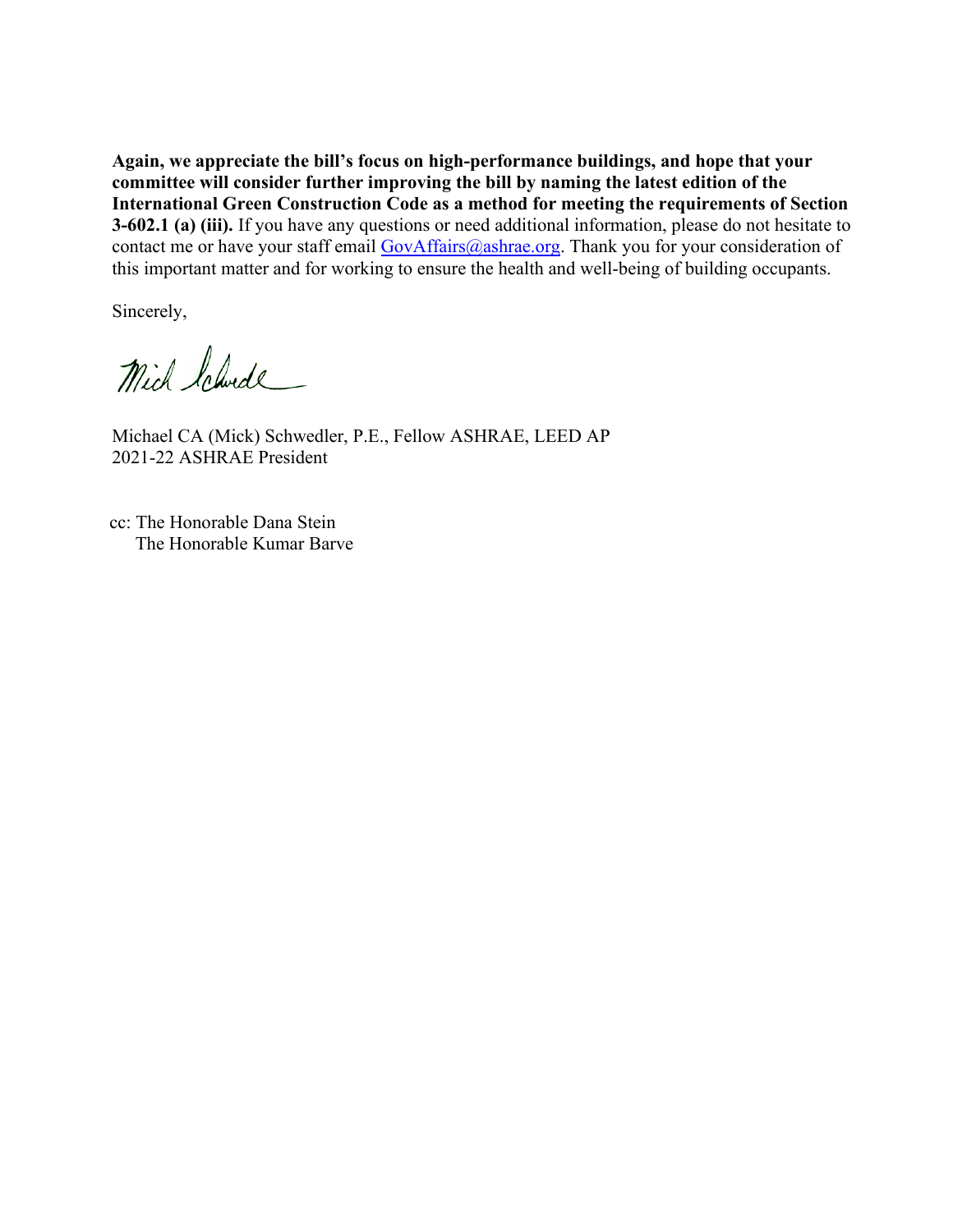**Again, we appreciate the bill's focus on high-performance buildings, and hope that your committee will consider further improving the bill by naming the latest edition of the International Green Construction Code as a method for meeting the requirements of Section 3-602.1 (a) (iii).** If you have any questions or need additional information, please do not hesitate to contact me or have your staff email GovAffairs@ashrae.org. Thank you for your consideration of this important matter and for working to ensure the health and well-being of building occupants.

Sincerely,

Michael CA (Mick) Schwedler, P.E., Fellow ASHRAE, LEED AP  
2021-22 ASHRAE President

cc: The Honorable Dana Stein  
The Honorable Kumar Barve